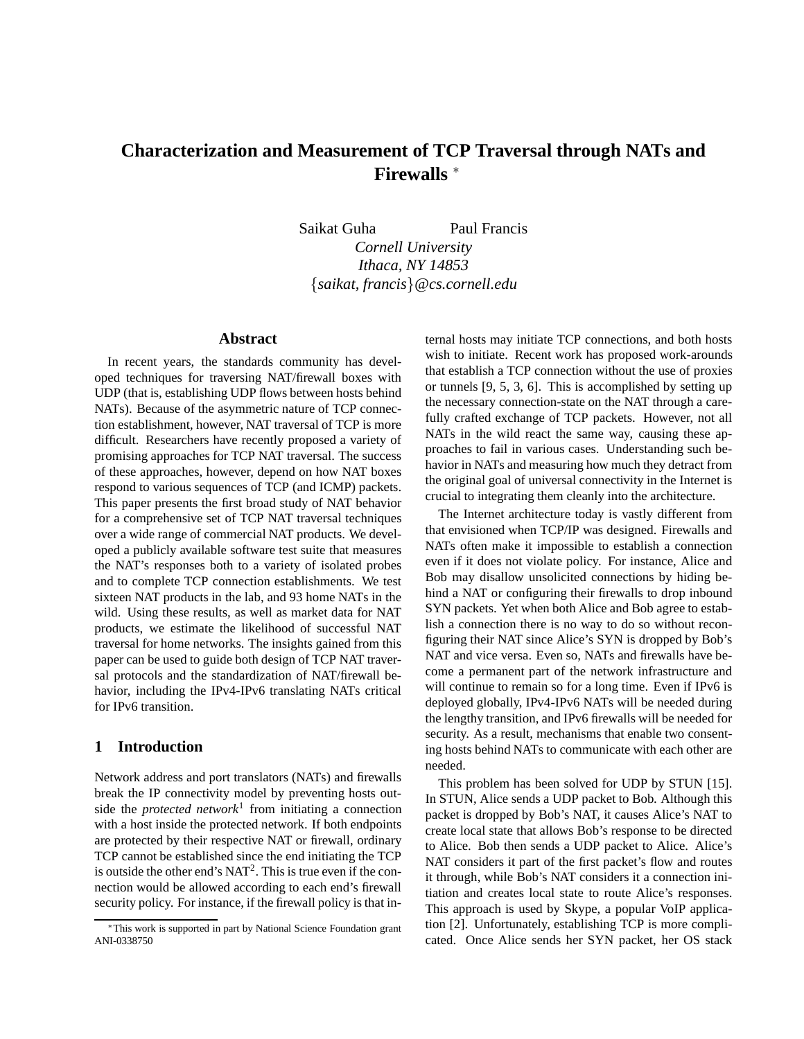# Characterization and Measurement of TCP Traversal through NATs and Firewalls *

Saikat Guha Paul Francis

*Cornell University*
*Ithaca, NY 14853*
{*saikat, francis*}*@cs.cornell.edu*

## Abstract

In recent years, the standards community has developed techniques for traversing NAT/firewall boxes with UDP (that is, establishing UDP flows between hosts behind NATs). Because of the asymmetric nature of TCP connection establishment, however, NAT traversal of TCP is more difficult. Researchers have recently proposed a variety of promising approaches for TCP NAT traversal. The success of these approaches, however, depend on how NAT boxes respond to various sequences of TCP (and ICMP) packets. This paper presents the first broad study of NAT behavior for a comprehensive set of TCP NAT traversal techniques over a wide range of commercial NAT products. We developed a publicly available software test suite that measures the NAT's responses both to a variety of isolated probes and to complete TCP connection establishments. We test sixteen NAT products in the lab, and 93 home NATs in the wild. Using these results, as well as market data for NAT products, we estimate the likelihood of successful NAT traversal for home networks. The insights gained from this paper can be used to guide both design of TCP NAT traversal protocols and the standardization of NAT/firewall behavior, including the IPv4-IPv6 translating NATs critical for IPv6 transition.

## 1 Introduction

Network address and port translators (NATs) and firewalls break the IP connectivity model by preventing hosts outside the *protected network*[1] from initiating a connection with a host inside the protected network. If both endpoints are protected by their respective NAT or firewall, ordinary TCP cannot be established since the end initiating the TCP is outside the other end's NAT[2]. This is true even if the connection would be allowed according to each end's firewall security policy. For instance, if the firewall policy is that internal hosts may initiate TCP connections, and both hosts wish to initiate. Recent work has proposed work-arounds that establish a TCP connection without the use of proxies or tunnels [9, 5, 3, 6]. This is accomplished by setting up the necessary connection-state on the NAT through a carefully crafted exchange of TCP packets. However, not all NATs in the wild react the same way, causing these approaches to fail in various cases. Understanding such behavior in NATs and measuring how much they detract from the original goal of universal connectivity in the Internet is crucial to integrating them cleanly into the architecture.

The Internet architecture today is vastly different from that envisioned when TCP/IP was designed. Firewalls and NATs often make it impossible to establish a connection even if it does not violate policy. For instance, Alice and Bob may disallow unsolicited connections by hiding behind a NAT or configuring their firewalls to drop inbound SYN packets. Yet when both Alice and Bob agree to establish a connection there is no way to do so without reconfiguring their NAT since Alice's SYN is dropped by Bob's NAT and vice versa. Even so, NATs and firewalls have become a permanent part of the network infrastructure and will continue to remain so for a long time. Even if IPv6 is deployed globally, IPv4-IPv6 NATs will be needed during the lengthy transition, and IPv6 firewalls will be needed for security. As a result, mechanisms that enable two consenting hosts behind NATs to communicate with each other are needed.

This problem has been solved for UDP by STUN [15]. In STUN, Alice sends a UDP packet to Bob. Although this packet is dropped by Bob's NAT, it causes Alice's NAT to create local state that allows Bob's response to be directed to Alice. Bob then sends a UDP packet to Alice. Alice's NAT considers it part of the first packet's flow and routes it through, while Bob's NAT considers it a connection initiation and creates local state to route Alice's responses. This approach is used by Skype, a popular VoIP application [2]. Unfortunately, establishing TCP is more complicated. Once Alice sends her SYN packet, her OS stack

*This work is supported in part by National Science Foundation grant ANI-0338750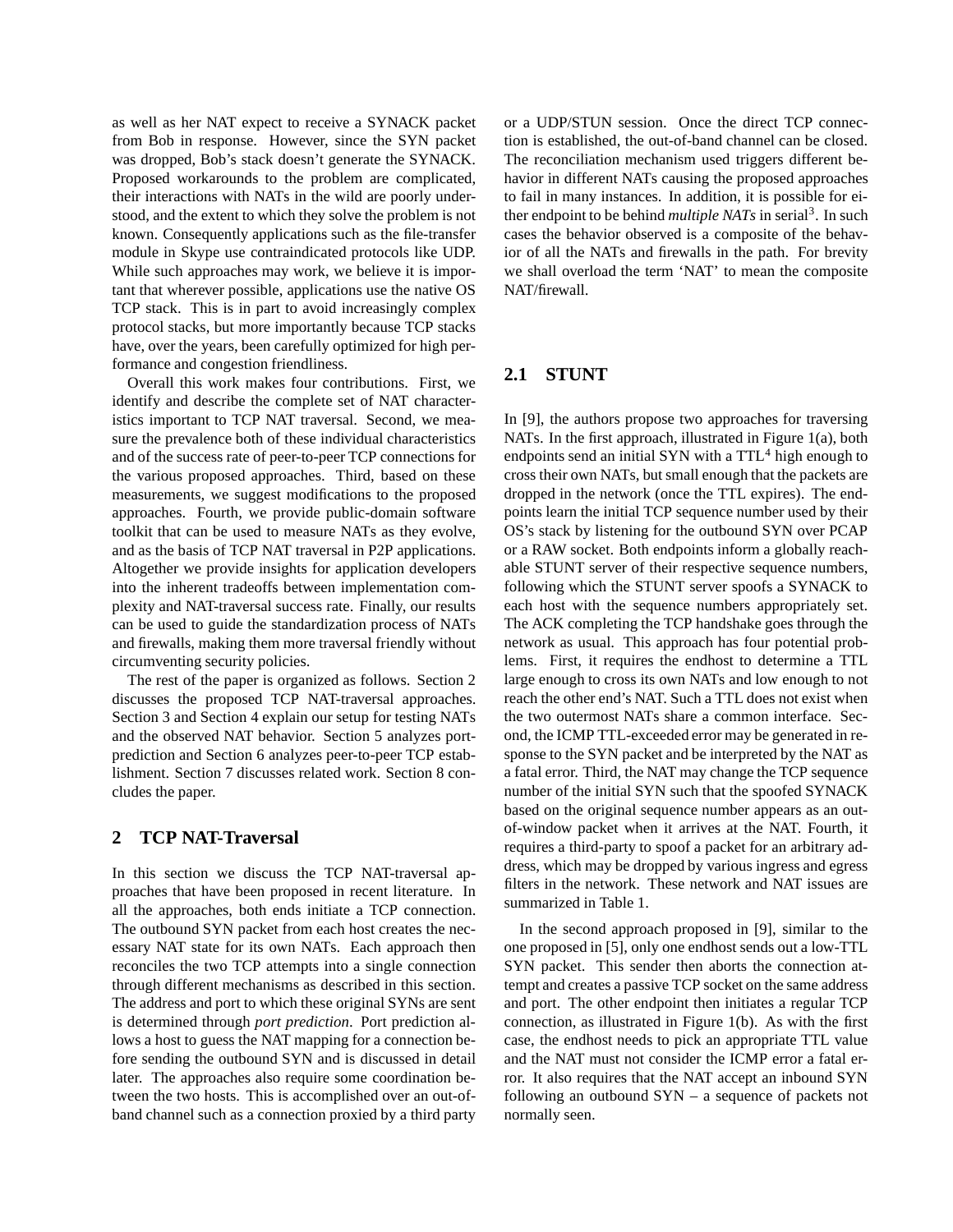as well as her NAT expect to receive a SYNACK packet from Bob in response. However, since the SYN packet was dropped, Bob's stack doesn't generate the SYNACK. Proposed workarounds to the problem are complicated, their interactions with NATs in the wild are poorly understood, and the extent to which they solve the problem is not known. Consequently applications such as the file-transfer module in Skype use contraindicated protocols like UDP. While such approaches may work, we believe it is important that wherever possible, applications use the native OS TCP stack. This is in part to avoid increasingly complex protocol stacks, but more importantly because TCP stacks have, over the years, been carefully optimized for high performance and congestion friendliness.

Overall this work makes four contributions. First, we identify and describe the complete set of NAT characteristics important to TCP NAT traversal. Second, we measure the prevalence both of these individual characteristics and of the success rate of peer-to-peer TCP connections for the various proposed approaches. Third, based on these measurements, we suggest modifications to the proposed approaches. Fourth, we provide public-domain software toolkit that can be used to measure NATs as they evolve, and as the basis of TCP NAT traversal in P2P applications. Altogether we provide insights for application developers into the inherent tradeoffs between implementation complexity and NAT-traversal success rate. Finally, our results can be used to guide the standardization process of NATs and firewalls, making them more traversal friendly without circumventing security policies.

The rest of the paper is organized as follows. Section 2 discusses the proposed TCP NAT-traversal approaches. Section 3 and Section 4 explain our setup for testing NATs and the observed NAT behavior. Section 5 analyzes port-prediction and Section 6 analyzes peer-to-peer TCP establishment. Section 7 discusses related work. Section 8 concludes the paper.

## 2 TCP NAT-Traversal

In this section we discuss the TCP NAT-traversal approaches that have been proposed in recent literature. In all the approaches, both ends initiate a TCP connection. The outbound SYN packet from each host creates the necessary NAT state for its own NATs. Each approach then reconciles the two TCP attempts into a single connection through different mechanisms as described in this section. The address and port to which these original SYNs are sent is determined through *port prediction*. Port prediction allows a host to guess the NAT mapping for a connection before sending the outbound SYN and is discussed in detail later. The approaches also require some coordination between the two hosts. This is accomplished over an out-of-band channel such as a connection proxied by a third party or a UDP/STUN session. Once the direct TCP connection is established, the out-of-band channel can be closed. The reconciliation mechanism used triggers different behavior in different NATs causing the proposed approaches to fail in many instances. In addition, it is possible for either endpoint to be behind *multiple NATs* in serial[3]. In such cases the behavior observed is a composite of the behavior of all the NATs and firewalls in the path. For brevity we shall overload the term 'NAT' to mean the composite NAT/firewall.

### 2.1 STUNT

In [9], the authors propose two approaches for traversing NATs. In the first approach, illustrated in Figure 1(a), both endpoints send an initial SYN with a TTL[4] high enough to cross their own NATs, but small enough that the packets are dropped in the network (once the TTL expires). The endpoints learn the initial TCP sequence number used by their OS's stack by listening for the outbound SYN over PCAP or a RAW socket. Both endpoints inform a globally reachable STUNT server of their respective sequence numbers, following which the STUNT server spoofs a SYNACK to each host with the sequence numbers appropriately set. The ACK completing the TCP handshake goes through the network as usual. This approach has four potential problems. First, it requires the endhost to determine a TTL large enough to cross its own NATs and low enough to not reach the other end's NAT. Such a TTL does not exist when the two outermost NATs share a common interface. Second, the ICMP TTL-exceeded error may be generated in response to the SYN packet and be interpreted by the NAT as a fatal error. Third, the NAT may change the TCP sequence number of the initial SYN such that the spoofed SYNACK based on the original sequence number appears as an out-of-window packet when it arrives at the NAT. Fourth, it requires a third-party to spoof a packet for an arbitrary address, which may be dropped by various ingress and egress filters in the network. These network and NAT issues are summarized in Table 1.

In the second approach proposed in [9], similar to the one proposed in [5], only one endhost sends out a low-TTL SYN packet. This sender then aborts the connection attempt and creates a passive TCP socket on the same address and port. The other endpoint then initiates a regular TCP connection, as illustrated in Figure 1(b). As with the first case, the endhost needs to pick an appropriate TTL value and the NAT must not consider the ICMP error a fatal error. It also requires that the NAT accept an inbound SYN following an outbound SYN – a sequence of packets not normally seen.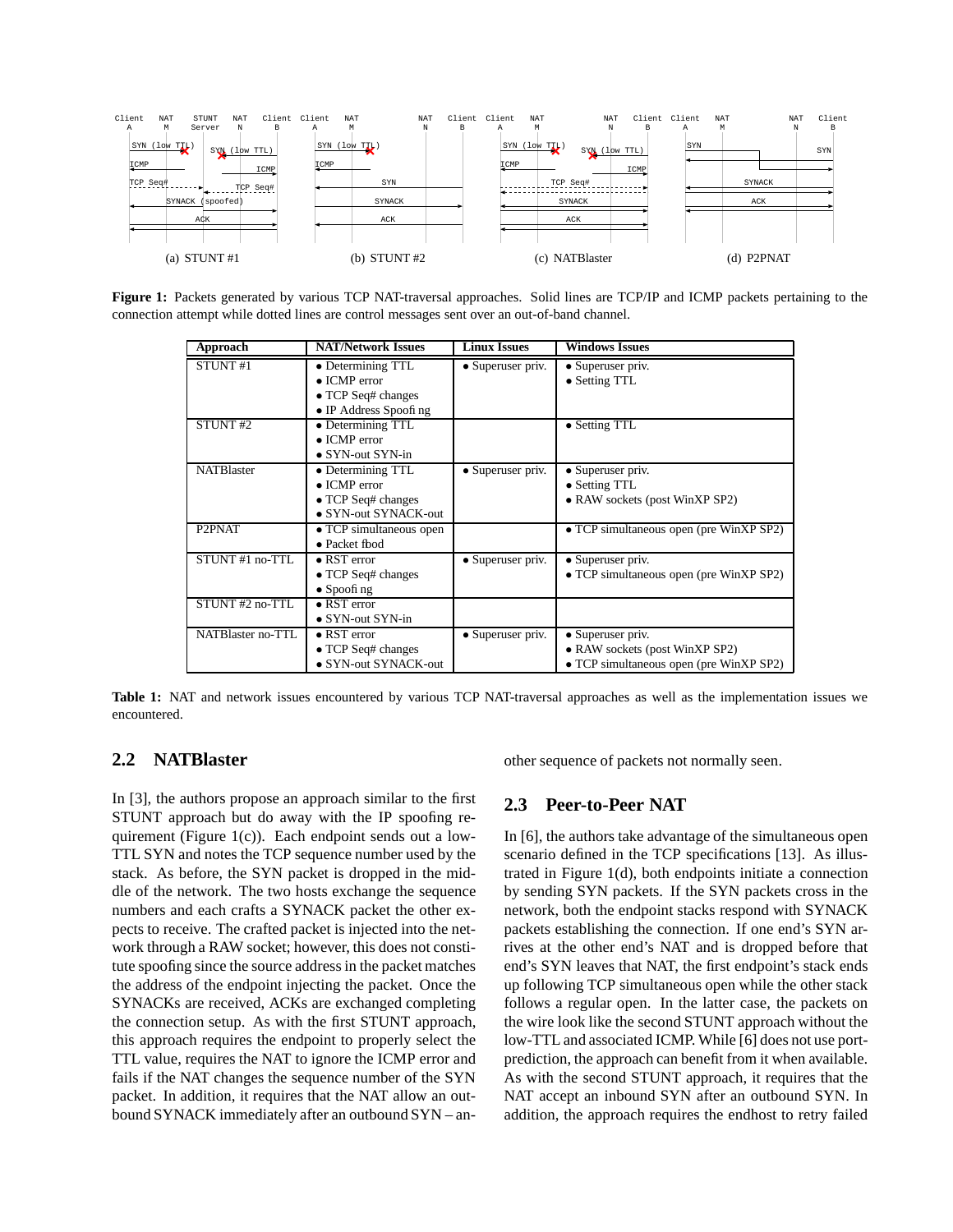(a) STUNT #1 (b) STUNT #2 (c) NATBlaster (d) P2PNAT

**Figure 1:** Packets generated by various TCP NAT-traversal approaches. Solid lines are TCP/IP and ICMP packets pertaining to the connection attempt while dotted lines are control messages sent over an out-of-band channel.

| Approach | NAT/Network Issues | Linux Issues | Windows Issues |
|---|---|---|---|
| STUNT #1 | • Determining TTL<br>• ICMP error<br>• TCP Seq# changes<br>• IP Address Spoofing | • Superuser priv. | • Superuser priv.<br>• Setting TTL |
| STUNT #2 | • Determining TTL<br>• ICMP error<br>• SYN-out SYN-in | | • Setting TTL |
| NATBlaster | • Determining TTL<br>• ICMP error<br>• TCP Seq# changes<br>• SYN-out SYNACK-out | • Superuser priv. | • Superuser priv.<br>• Setting TTL<br>• RAW sockets (post WinXP SP2) |
| P2PNAT | • TCP simultaneous open<br>• Packet flood | | • TCP simultaneous open (pre WinXP SP2) |
| STUNT #1 no-TTL | • RST error<br>• TCP Seq# changes<br>• Spoofing | • Superuser priv. | • Superuser priv.<br>• TCP simultaneous open (pre WinXP SP2) |
| STUNT #2 no-TTL | • RST error<br>• SYN-out SYN-in | | |
| NATBlaster no-TTL | • RST error<br>• TCP Seq# changes<br>• SYN-out SYNACK-out | • Superuser priv. | • Superuser priv.<br>• RAW sockets (post WinXP SP2)<br>• TCP simultaneous open (pre WinXP SP2) |

**Table 1:** NAT and network issues encountered by various TCP NAT-traversal approaches as well as the implementation issues we encountered.

## 2.2 NATBlaster

In [3], the authors propose an approach similar to the first STUNT approach but do away with the IP spoofing requirement (Figure 1(c)). Each endpoint sends out a low-TTL SYN and notes the TCP sequence number used by the stack. As before, the SYN packet is dropped in the middle of the network. The two hosts exchange the sequence numbers and each crafts a SYNACK packet the other expects to receive. The crafted packet is injected into the network through a RAW socket; however, this does not constitute spoofing since the source address in the packet matches the address of the endpoint injecting the packet. Once the SYNACKs are received, ACKs are exchanged completing the connection setup. As with the first STUNT approach, this approach requires the endpoint to properly select the TTL value, requires the NAT to ignore the ICMP error and fails if the NAT changes the sequence number of the SYN packet. In addition, it requires that the NAT allow an outbound SYNACK immediately after an outbound SYN – another sequence of packets not normally seen.

## 2.3 Peer-to-Peer NAT

In [6], the authors take advantage of the simultaneous open scenario defined in the TCP specifications [13]. As illustrated in Figure 1(d), both endpoints initiate a connection by sending SYN packets. If the SYN packets cross in the network, both the endpoint stacks respond with SYNACK packets establishing the connection. If one end's SYN arrives at the other end's NAT and is dropped before that end's SYN leaves that NAT, the first endpoint's stack ends up following TCP simultaneous open while the other stack follows a regular open. In the latter case, the packets on the wire look like the second STUNT approach without the low-TTL and associated ICMP. While [6] does not use port-prediction, the approach can benefit from it when available. As with the second STUNT approach, it requires that the NAT accept an inbound SYN after an outbound SYN. In addition, the approach requires the endhost to retry failed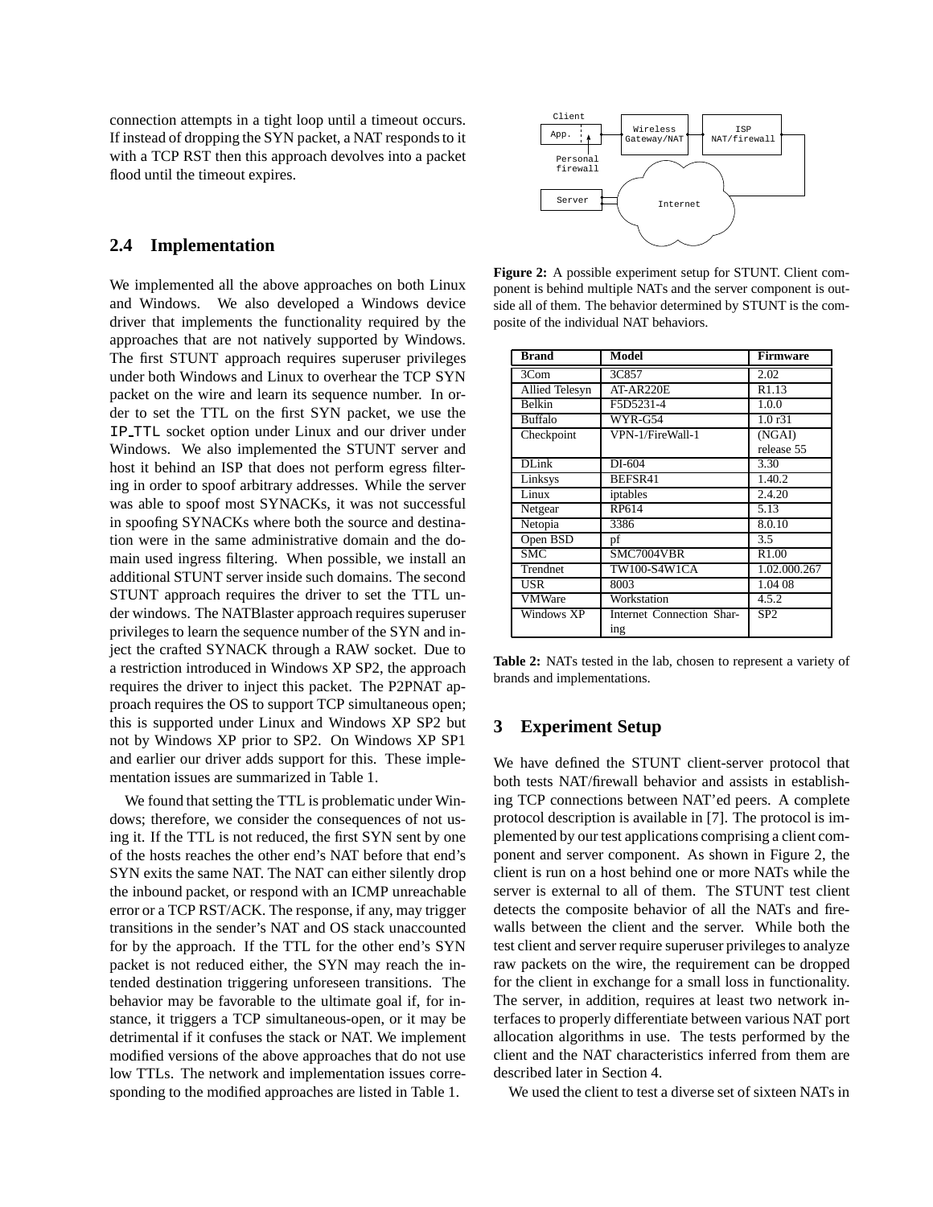connection attempts in a tight loop until a timeout occurs. If instead of dropping the SYN packet, a NAT responds to it with a TCP RST then this approach devolves into a packet flood until the timeout expires.

## 2.4 Implementation

We implemented all the above approaches on both Linux and Windows. We also developed a Windows device driver that implements the functionality required by the approaches that are not natively supported by Windows. The first STUNT approach requires superuser privileges under both Windows and Linux to overhear the TCP SYN packet on the wire and learn its sequence number. In order to set the TTL on the first SYN packet, we use the IP_TTL socket option under Linux and our driver under Windows. We also implemented the STUNT server and host it behind an ISP that does not perform egress filtering in order to spoof arbitrary addresses. While the server was able to spoof most SYNACKs, it was not successful in spoofing SYNACKs where both the source and destination were in the same administrative domain and the domain used ingress filtering. When possible, we install an additional STUNT server inside such domains. The second STUNT approach requires the driver to set the TTL under windows. The NATBlaster approach requires superuser privileges to learn the sequence number of the SYN and inject the crafted SYNACK through a RAW socket. Due to a restriction introduced in Windows XP SP2, the approach requires the driver to inject this packet. The P2PNAT approach requires the OS to support TCP simultaneous open; this is supported under Linux and Windows XP SP2 but not by Windows XP prior to SP2. On Windows XP SP1 and earlier our driver adds support for this. These implementation issues are summarized in Table 1.

We found that setting the TTL is problematic under Windows; therefore, we consider the consequences of not using it. If the TTL is not reduced, the first SYN sent by one of the hosts reaches the other end's NAT before that end's SYN exits the same NAT. The NAT can either silently drop the inbound packet, or respond with an ICMP unreachable error or a TCP RST/ACK. The response, if any, may trigger transitions in the sender's NAT and OS stack unaccounted for by the approach. If the TTL for the other end's SYN packet is not reduced either, the SYN may reach the intended destination triggering unforeseen transitions. The behavior may be favorable to the ultimate goal if, for instance, it triggers a TCP simultaneous-open, or it may be detrimental if it confuses the stack or NAT. We implement modified versions of the above approaches that do not use low TTLs. The network and implementation issues corresponding to the modified approaches are listed in Table 1.

**Figure 2:** A possible experiment setup for STUNT. Client component is behind multiple NATs and the server component is outside all of them. The behavior determined by STUNT is the composite of the individual NAT behaviors.

| Brand | Model | Firmware |
|---|---|---|
| 3Com | 3C857 | 2.02 |
| Allied Telesyn | AT-AR220E | R1.13 |
| Belkin | F5D5231-4 | 1.0.0 |
| Buffalo | WYR-G54 | 1.0 r31 |
| Checkpoint | VPN-1/FireWall-1 | (NGAI) release 55 |
| DLink | DI-604 | 3.30 |
| Linksys | BEFSR41 | 1.40.2 |
| Linux | iptables | 2.4.20 |
| Netgear | RP614 | 5.13 |
| Netopia | 3386 | 8.0.10 |
| Open BSD | pf | 3.5 |
| SMC | SMC7004VBR | R1.00 |
| Trendnet | TW100-S4W1CA | 1.02.000.267 |
| USR | 8003 | 1.04 08 |
| VMWare | Workstation | 4.5.2 |
| Windows XP | Internet Connection Sharing | SP2 |

**Table 2:** NATs tested in the lab, chosen to represent a variety of brands and implementations.

## 3 Experiment Setup

We have defined the STUNT client-server protocol that both tests NAT/firewall behavior and assists in establishing TCP connections between NAT'ed peers. A complete protocol description is available in [7]. The protocol is implemented by our test applications comprising a client component and server component. As shown in Figure 2, the client is run on a host behind one or more NATs while the server is external to all of them. The STUNT test client detects the composite behavior of all the NATs and firewalls between the client and the server. While both the test client and server require superuser privileges to analyze raw packets on the wire, the requirement can be dropped for the client in exchange for a small loss in functionality. The server, in addition, requires at least two network interfaces to properly differentiate between various NAT port allocation algorithms in use. The tests performed by the client and the NAT characteristics inferred from them are described later in Section 4.

We used the client to test a diverse set of sixteen NATs in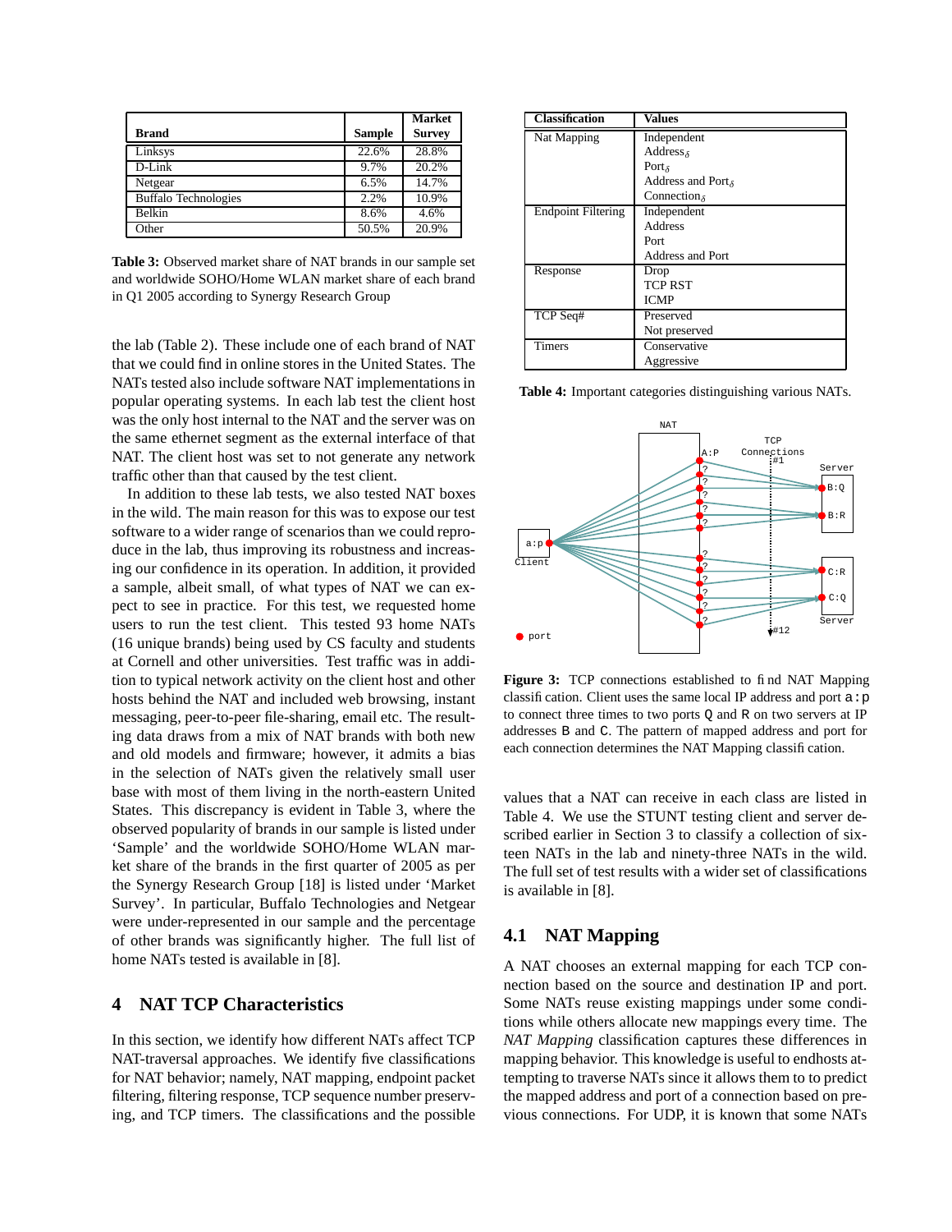| Brand | Sample | Market Survey |
|---|---|---|
| Linksys | 22.6% | 28.8% |
| D-Link | 9.7% | 20.2% |
| Netgear | 6.5% | 14.7% |
| Buffalo Technologies | 2.2% | 10.9% |
| Belkin | 8.6% | 4.6% |
| Other | 50.5% | 20.9% |

**Table 3:** Observed market share of NAT brands in our sample set and worldwide SOHO/Home WLAN market share of each brand in Q1 2005 according to Synergy Research Group

the lab (Table 2). These include one of each brand of NAT that we could find in online stores in the United States. The NATs tested also include software NAT implementations in popular operating systems. In each lab test the client host was the only host internal to the NAT and the server was on the same ethernet segment as the external interface of that NAT. The client host was set to not generate any network traffic other than that caused by the test client.

In addition to these lab tests, we also tested NAT boxes in the wild. The main reason for this was to expose our test software to a wider range of scenarios than we could reproduce in the lab, thus improving its robustness and increasing our confidence in its operation. In addition, it provided a sample, albeit small, of what types of NAT we can expect to see in practice. For this test, we requested home users to run the test client. This tested 93 home NATs (16 unique brands) being used by CS faculty and students at Cornell and other universities. Test traffic was in addition to typical network activity on the client host and other hosts behind the NAT and included web browsing, instant messaging, peer-to-peer file-sharing, email etc. The resulting data draws from a mix of NAT brands with both new and old models and firmware; however, it admits a bias in the selection of NATs given the relatively small user base with most of them living in the north-eastern United States. This discrepancy is evident in Table 3, where the observed popularity of brands in our sample is listed under 'Sample' and the worldwide SOHO/Home WLAN market share of the brands in the first quarter of 2005 as per the Synergy Research Group [18] is listed under 'Market Survey'. In particular, Buffalo Technologies and Netgear were under-represented in our sample and the percentage of other brands was significantly higher. The full list of home NATs tested is available in [8].

## 4 NAT TCP Characteristics

In this section, we identify how different NATs affect TCP NAT-traversal approaches. We identify five classifications for NAT behavior; namely, NAT mapping, endpoint packet filtering, filtering response, TCP sequence number preserving, and TCP timers. The classifications and the possible values that a NAT can receive in each class are listed in Table 4. We use the STUNT testing client and server described earlier in Section 3 to classify a collection of sixteen NATs in the lab and ninety-three NATs in the wild. The full set of test results with a wider set of classifications is available in [8].

| Classification | Values |
|---|---|
| Nat Mapping | Independent<br>Address$_\delta$<br>Port$_\delta$<br>Address and Port$_\delta$<br>Connection$_\delta$ |
| Endpoint Filtering | Independent<br>Address<br>Port<br>Address and Port |
| Response | Drop<br>TCP RST<br>ICMP |
| TCP Seq# | Preserved<br>Not preserved |
| Timers | Conservative<br>Aggressive |

**Table 4:** Important categories distinguishing various NATs.

**Figure 3:** TCP connections established to find NAT Mapping classification. Client uses the same local IP address and port `a:p` to connect three times to two ports `Q` and `R` on two servers at IP addresses `B` and `C`. The pattern of mapped address and port for each connection determines the NAT Mapping classification.

### 4.1 NAT Mapping

A NAT chooses an external mapping for each TCP connection based on the source and destination IP and port. Some NATs reuse existing mappings under some conditions while others allocate new mappings every time. The *NAT Mapping* classification captures these differences in mapping behavior. This knowledge is useful to endhosts attempting to traverse NATs since it allows them to to predict the mapped address and port of a connection based on previous connections. For UDP, it is known that some NATs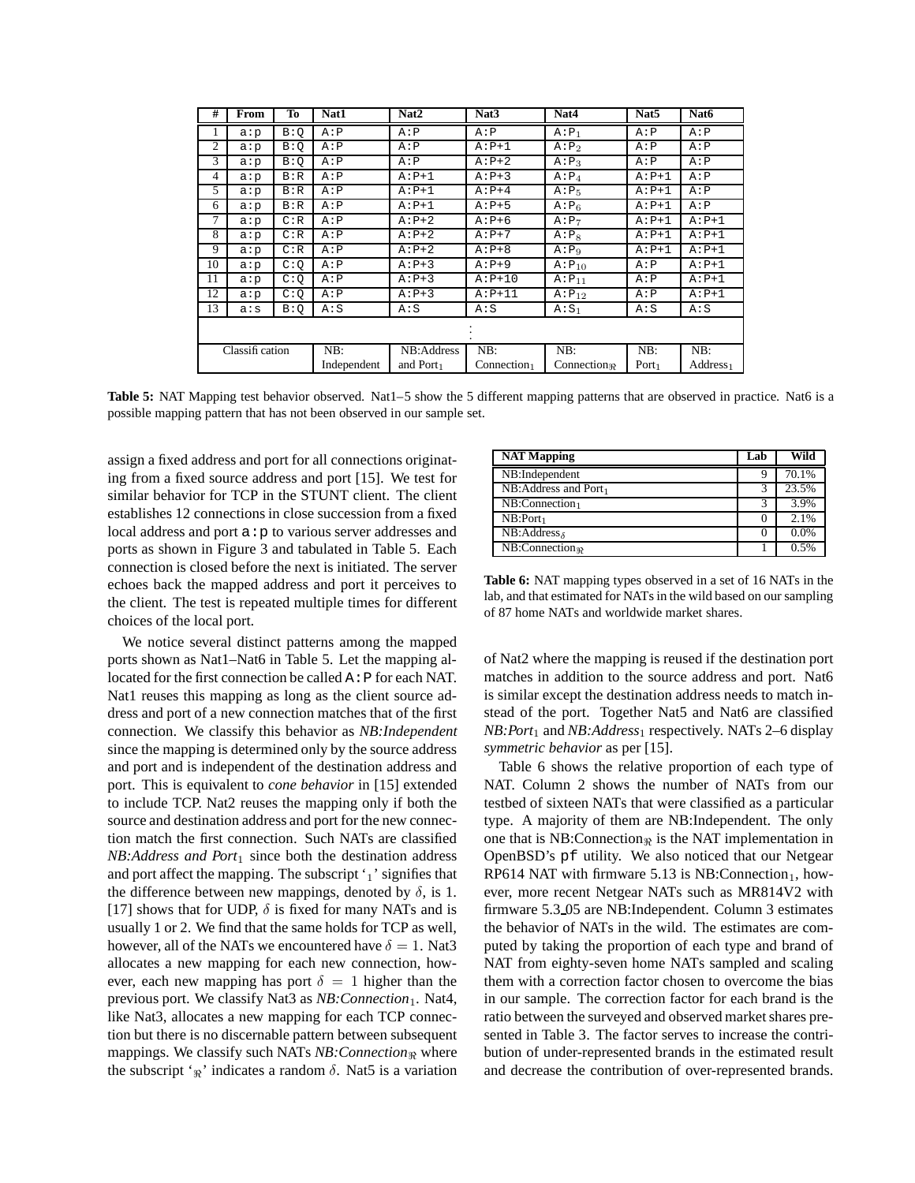| # | From | To | Nat1 | Nat2 | Nat3 | Nat4 | Nat5 | Nat6 |
|---|---|---|---|---|---|---|---|---|
| 1 | a:p | B:Q | A:P | A:P | A:P | A:$P_1$ | A:P | A:P |
| 2 | a:p | B:Q | A:P | A:P | A:P+1 | A:$P_2$ | A:P | A:P |
| 3 | a:p | B:Q | A:P | A:P | A:P+2 | A:$P_3$ | A:P | A:P |
| 4 | a:p | B:R | A:P | A:P+1 | A:P+3 | A:$P_4$ | A:P+1 | A:P |
| 5 | a:p | B:R | A:P | A:P+1 | A:P+4 | A:$P_5$ | A:P+1 | A:P |
| 6 | a:p | B:R | A:P | A:P+1 | A:P+5 | A:$P_6$ | A:P+1 | A:P |
| 7 | a:p | C:R | A:P | A:P+2 | A:P+6 | A:$P_7$ | A:P+1 | A:P+1 |
| 8 | a:p | C:R | A:P | A:P+2 | A:P+7 | A:$P_8$ | A:P+1 | A:P+1 |
| 9 | a:p | C:R | A:P | A:P+2 | A:P+8 | A:$P_9$ | A:P+1 | A:P+1 |
| 10 | a:p | C:Q | A:P | A:P+3 | A:P+9 | A:$P_{10}$ | A:P | A:P+1 |
| 11 | a:p | C:Q | A:P | A:P+3 | A:P+10 | A:$P_{11}$ | A:P | A:P+1 |
| 12 | a:p | C:Q | A:P | A:P+3 | A:P+11 | A:$P_{12}$ | A:P | A:P+1 |
| 13 | a:s | B:Q | A:S | A:S | A:S | A:$S_1$ | A:S | A:S |
| | | | ⋮ | | | | | |
| Classification | | | NB: Independent | NB:Address and $\text{Port}_1$ | NB: $\text{Connection}_1$ | NB: $\text{Connection}_{\Re}$ | NB: $\text{Port}_1$ | NB: $\text{Address}_1$ |

**Table 5:** NAT Mapping test behavior observed. Nat1–5 show the 5 different mapping patterns that are observed in practice. Nat6 is a possible mapping pattern that has not been observed in our sample set.

assign a fixed address and port for all connections originating from a fixed source address and port [15]. We test for similar behavior for TCP in the STUNT client. The client establishes 12 connections in close succession from a fixed local address and port a:p to various server addresses and ports as shown in Figure 3 and tabulated in Table 5. Each connection is closed before the next is initiated. The server echoes back the mapped address and port it perceives to the client. The test is repeated multiple times for different choices of the local port.

We notice several distinct patterns among the mapped ports shown as Nat1–Nat6 in Table 5. Let the mapping allocated for the first connection be called A:P for each NAT. Nat1 reuses this mapping as long as the client source address and port of a new connection matches that of the first connection. We classify this behavior as *NB:Independent* since the mapping is determined only by the source address and port and is independent of the destination address and port. This is equivalent to *cone behavior* in [15] extended to include TCP. Nat2 reuses the mapping only if both the source and destination address and port for the new connection match the first connection. Such NATs are classified *NB:Address and Port*$_1$ since both the destination address and port affect the mapping. The subscript '$_1$' signifies that the difference between new mappings, denoted by $\delta$, is 1. [17] shows that for UDP, $\delta$ is fixed for many NATs and is usually 1 or 2. We find that the same holds for TCP as well, however, all of the NATs we encountered have $\delta = 1$. Nat3 allocates a new mapping for each new connection, however, each new mapping has port $\delta = 1$ higher than the previous port. We classify Nat3 as *NB:Connection*$_1$. Nat4, like Nat3, allocates a new mapping for each TCP connection but there is no discernable pattern between subsequent mappings. We classify such NATs *NB:Connection*$_{\Re}$ where the subscript '$_{\Re}$' indicates a random $\delta$. Nat5 is a variation of Nat2 where the mapping is reused if the destination port matches in addition to the source address and port. Nat6 is similar except the destination address needs to match instead of the port. Together Nat5 and Nat6 are classified *NB:Port*$_1$ and *NB:Address*$_1$ respectively. NATs 2–6 display *symmetric behavior* as per [15].

| NAT Mapping | Lab | Wild |
|---|---|---|
| NB:Independent | 9 | 70.1% |
| NB:Address and $\text{Port}_1$ | 3 | 23.5% |
| NB:$\text{Connection}_1$ | 3 | 3.9% |
| NB:$\text{Port}_1$ | 0 | 2.1% |
| NB:$\text{Address}_\delta$ | 0 | 0.0% |
| NB:$\text{Connection}_{\Re}$ | 1 | 0.5% |

**Table 6:** NAT mapping types observed in a set of 16 NATs in the lab, and that estimated for NATs in the wild based on our sampling of 87 home NATs and worldwide market shares.

Table 6 shows the relative proportion of each type of NAT. Column 2 shows the number of NATs from our testbed of sixteen NATs that were classified as a particular type. A majority of them are NB:Independent. The only one that is NB:Connection$_{\Re}$ is the NAT implementation in OpenBSD's pf utility. We also noticed that our Netgear RP614 NAT with firmware 5.13 is NB:Connection$_1$, however, more recent Netgear NATs such as MR814V2 with firmware 5.3_05 are NB:Independent. Column 3 estimates the behavior of NATs in the wild. The estimates are computed by taking the proportion of each type and brand of NAT from eighty-seven home NATs sampled and scaling them with a correction factor chosen to overcome the bias in our sample. The correction factor for each brand is the ratio between the surveyed and observed market shares presented in Table 3. The factor serves to increase the contribution of under-represented brands in the estimated result and decrease the contribution of over-represented brands.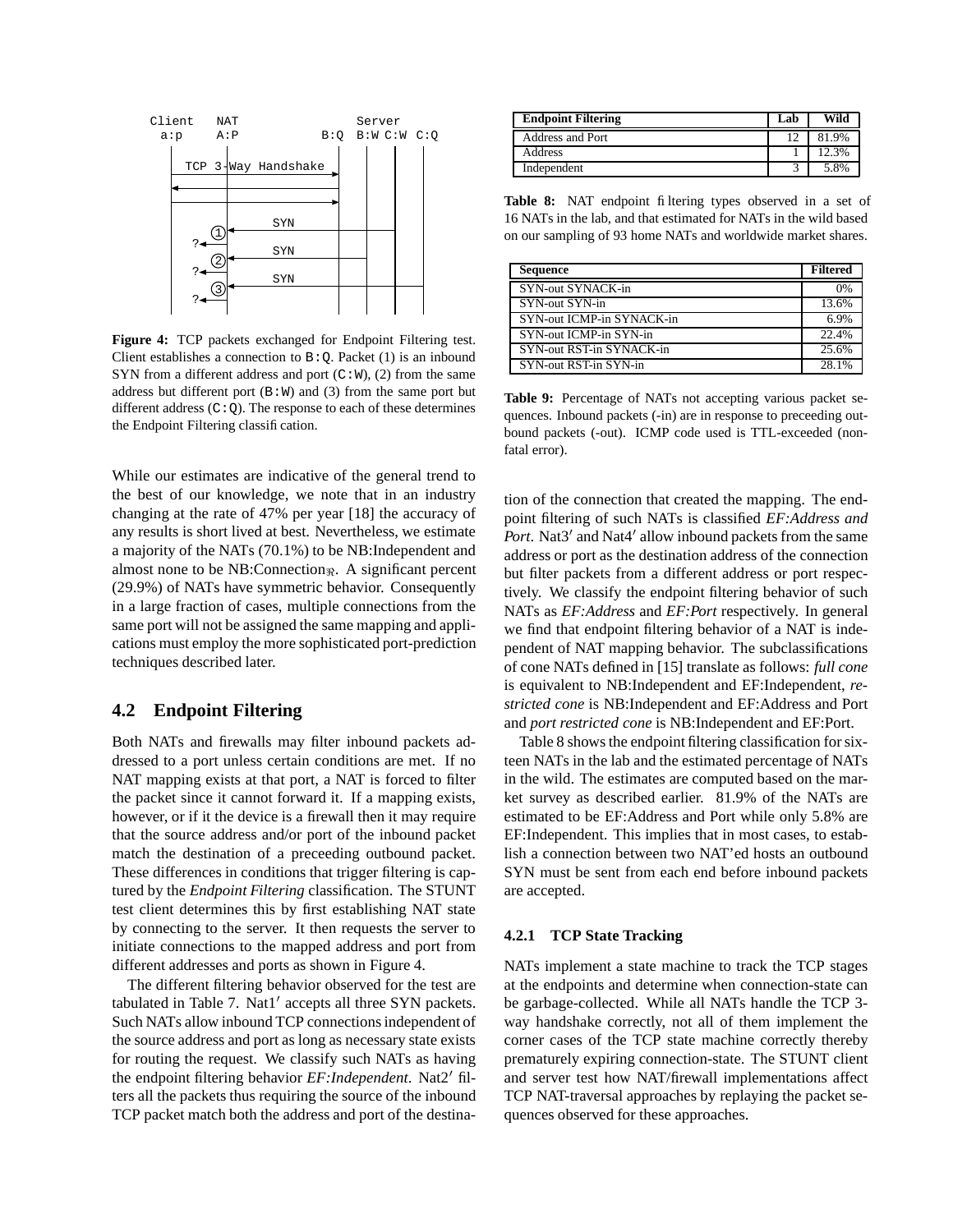Figure 4: TCP packets exchanged for Endpoint Filtering test. Client establishes a connection to B:Q. Packet (1) is an inbound SYN from a different address and port (C:W), (2) from the same address but different port (B:W) and (3) from the same port but different address (C:Q). The response to each of these determines the Endpoint Filtering classification.

While our estimates are indicative of the general trend to the best of our knowledge, we note that in an industry changing at the rate of 47% per year [18] the accuracy of any results is short lived at best. Nevertheless, we estimate a majority of the NATs (70.1%) to be NB:Independent and almost none to be NB:Connection$_{\Re}$. A significant percent (29.9%) of NATs have symmetric behavior. Consequently in a large fraction of cases, multiple connections from the same port will not be assigned the same mapping and applications must employ the more sophisticated port-prediction techniques described later.

## 4.2 Endpoint Filtering

Both NATs and firewalls may filter inbound packets addressed to a port unless certain conditions are met. If no NAT mapping exists at that port, a NAT is forced to filter the packet since it cannot forward it. If a mapping exists, however, or if it the device is a firewall then it may require that the source address and/or port of the inbound packet match the destination of a preceeding outbound packet. These differences in conditions that trigger filtering is captured by the *Endpoint Filtering* classification. The STUNT test client determines this by first establishing NAT state by connecting to the server. It then requests the server to initiate connections to the mapped address and port from different addresses and ports as shown in Figure 4.

The different filtering behavior observed for the test are tabulated in Table 7. Nat1′ accepts all three SYN packets. Such NATs allow inbound TCP connections independent of the source address and port as long as necessary state exists for routing the request. We classify such NATs as having the endpoint filtering behavior *EF:Independent*. Nat2′ filters all the packets thus requiring the source of the inbound TCP packet match both the address and port of the destination of the connection that created the mapping. The endpoint filtering of such NATs is classified *EF:Address and Port*. Nat3′ and Nat4′ allow inbound packets from the same address or port as the destination address of the connection but filter packets from a different address or port respectively. We classify the endpoint filtering behavior of such NATs as *EF:Address* and *EF:Port* respectively. In general we find that endpoint filtering behavior of a NAT is independent of NAT mapping behavior. The subclassifications of cone NATs defined in [15] translate as follows: *full cone* is equivalent to NB:Independent and EF:Independent, *restricted cone* is NB:Independent and EF:Address and Port and *port restricted cone* is NB:Independent and EF:Port.

| Endpoint Filtering | Lab | Wild |
|---|---|---|
| Address and Port | 12 | 81.9% |
| Address | 1 | 12.3% |
| Independent | 3 | 5.8% |

**Table 8:** NAT endpoint filtering types observed in a set of 16 NATs in the lab, and that estimated for NATs in the wild based on our sampling of 93 home NATs and worldwide market shares.

| Sequence | Filtered |
|---|---|
| SYN-out SYNACK-in | 0% |
| SYN-out SYN-in | 13.6% |
| SYN-out ICMP-in SYNACK-in | 6.9% |
| SYN-out ICMP-in SYN-in | 22.4% |
| SYN-out RST-in SYNACK-in | 25.6% |
| SYN-out RST-in SYN-in | 28.1% |

**Table 9:** Percentage of NATs not accepting various packet sequences. Inbound packets (-in) are in response to preceeding outbound packets (-out). ICMP code used is TTL-exceeded (non-fatal error).

Table 8 shows the endpoint filtering classification for sixteen NATs in the lab and the estimated percentage of NATs in the wild. The estimates are computed based on the market survey as described earlier. 81.9% of the NATs are estimated to be EF:Address and Port while only 5.8% are EF:Independent. This implies that in most cases, to establish a connection between two NAT'ed hosts an outbound SYN must be sent from each end before inbound packets are accepted.

### 4.2.1 TCP State Tracking

NATs implement a state machine to track the TCP stages at the endpoints and determine when connection-state can be garbage-collected. While all NATs handle the TCP 3-way handshake correctly, not all of them implement the corner cases of the TCP state machine correctly thereby prematurely expiring connection-state. The STUNT client and server test how NAT/firewall implementations affect TCP NAT-traversal approaches by replaying the packet sequences observed for these approaches.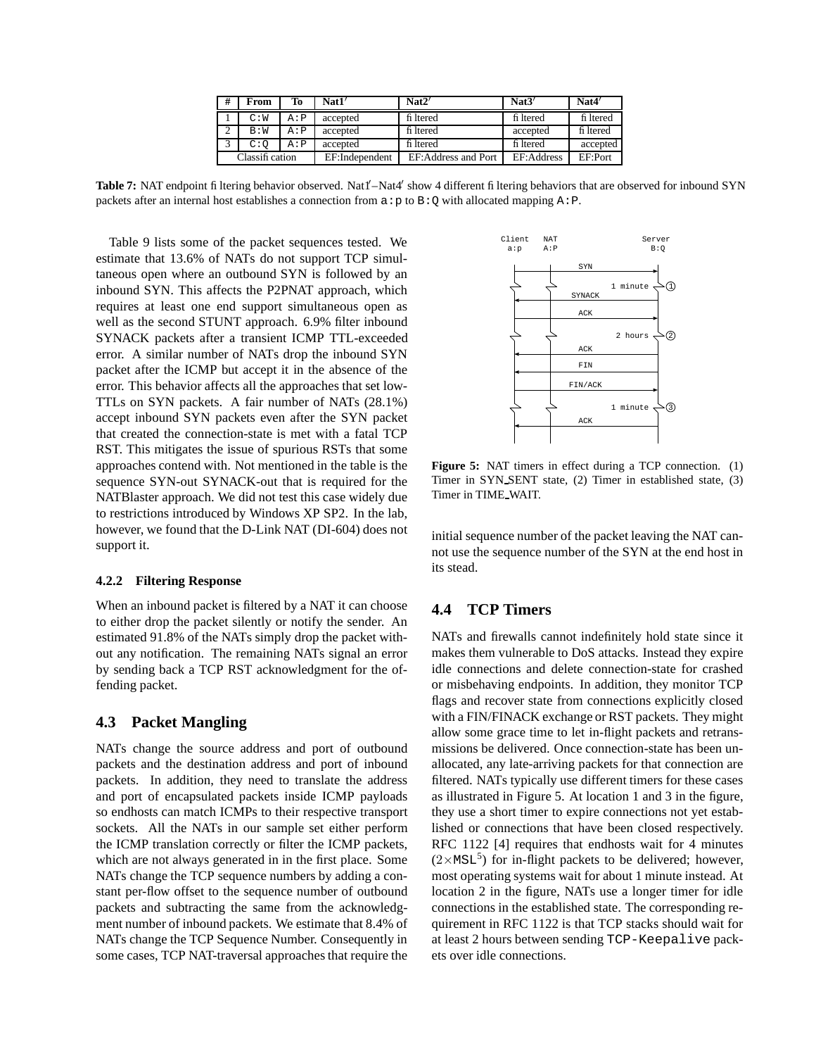| # | From | To | Nat1′ | Nat2′ | Nat3′ | Nat4′ |
|---|---|---|---|---|---|---|
| 1 | C:W | A:P | accepted | filtered | filtered | filtered |
| 2 | B:W | A:P | accepted | filtered | accepted | filtered |
| 3 | C:Q | A:P | accepted | filtered | filtered | accepted |
| Classification | | | EF:Independent | EF:Address and Port | EF:Address | EF:Port |

**Table 7:** NAT endpoint filtering behavior observed. Nat1′–Nat4′ show 4 different filtering behaviors that are observed for inbound SYN packets after an internal host establishes a connection from `a:p` to `B:Q` with allocated mapping `A:P`.

Table 9 lists some of the packet sequences tested. We estimate that 13.6% of NATs do not support TCP simultaneous open where an outbound SYN is followed by an inbound SYN. This affects the P2PNAT approach, which requires at least one end support simultaneous open as well as the second STUNT approach. 6.9% filter inbound SYNACK packets after a transient ICMP TTL-exceeded error. A similar number of NATs drop the inbound SYN packet after the ICMP but accept it in the absence of the error. This behavior affects all the approaches that set low-TTLs on SYN packets. A fair number of NATs (28.1%) accept inbound SYN packets even after the SYN packet that created the connection-state is met with a fatal TCP RST. This mitigates the issue of spurious RSTs that some approaches contend with. Not mentioned in the table is the sequence SYN-out SYNACK-out that is required for the NATBlaster approach. We did not test this case widely due to restrictions introduced by Windows XP SP2. In the lab, however, we found that the D-Link NAT (DI-604) does not support it.

#### 4.2.2 Filtering Response

When an inbound packet is filtered by a NAT it can choose to either drop the packet silently or notify the sender. An estimated 91.8% of the NATs simply drop the packet without any notification. The remaining NATs signal an error by sending back a TCP RST acknowledgment for the offending packet.

### 4.3 Packet Mangling

NATs change the source address and port of outbound packets and the destination address and port of inbound packets. In addition, they need to translate the address and port of encapsulated packets inside ICMP payloads so endhosts can match ICMPs to their respective transport sockets. All the NATs in our sample set either perform the ICMP translation correctly or filter the ICMP packets, which are not always generated in in the first place. Some NATs change the TCP sequence numbers by adding a constant per-flow offset to the sequence number of outbound packets and subtracting the same from the acknowledgment number of inbound packets. We estimate that 8.4% of NATs change the TCP Sequence Number. Consequently in some cases, TCP NAT-traversal approaches that require the initial sequence number of the packet leaving the NAT cannot use the sequence number of the SYN at the end host in its stead.

**Figure 5:** NAT timers in effect during a TCP connection. (1) Timer in SYN_SENT state, (2) Timer in established state, (3) Timer in TIME_WAIT.

### 4.4 TCP Timers

NATs and firewalls cannot indefinitely hold state since it makes them vulnerable to DoS attacks. Instead they expire idle connections and delete connection-state for crashed or misbehaving endpoints. In addition, they monitor TCP flags and recover state from connections explicitly closed with a FIN/FINACK exchange or RST packets. They might allow some grace time to let in-flight packets and retransmissions be delivered. Once connection-state has been unallocated, any late-arriving packets for that connection are filtered. NATs typically use different timers for these cases as illustrated in Figure 5. At location 1 and 3 in the figure, they use a short timer to expire connections not yet established or connections that have been closed respectively. RFC 1122 [4] requires that endhosts wait for 4 minutes ($2\times$`MSL`[5]) for in-flight packets to be delivered; however, most operating systems wait for about 1 minute instead. At location 2 in the figure, NATs use a longer timer for idle connections in the established state. The corresponding requirement in RFC 1122 is that TCP stacks should wait for at least 2 hours between sending `TCP-Keepalive` packets over idle connections.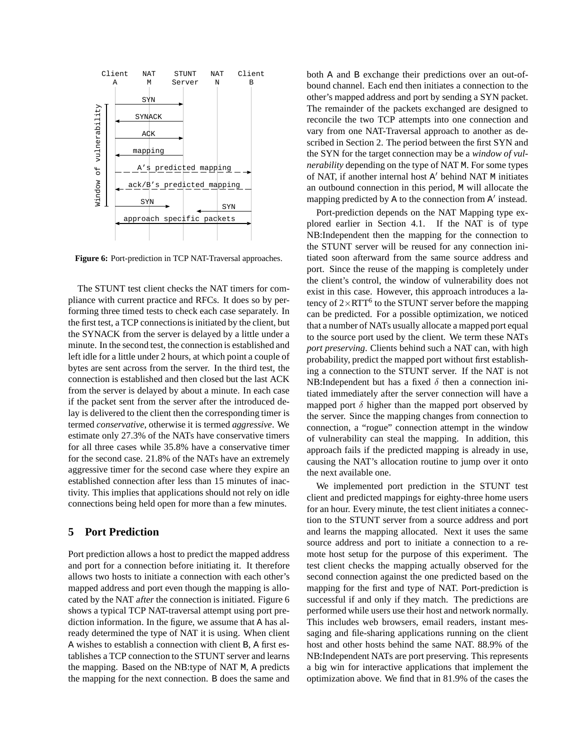Figure 6: Port-prediction in TCP NAT-Traversal approaches.

The STUNT test client checks the NAT timers for compliance with current practice and RFCs. It does so by performing three timed tests to check each case separately. In the first test, a TCP connections is initiated by the client, but the SYNACK from the server is delayed by a little under a minute. In the second test, the connection is established and left idle for a little under 2 hours, at which point a couple of bytes are sent across from the server. In the third test, the connection is established and then closed but the last ACK from the server is delayed by about a minute. In each case if the packet sent from the server after the introduced delay is delivered to the client then the corresponding timer is termed *conservative*, otherwise it is termed *aggressive*. We estimate only 27.3% of the NATs have conservative timers for all three cases while 35.8% have a conservative timer for the second case. 21.8% of the NATs have an extremely aggressive timer for the second case where they expire an established connection after less than 15 minutes of inactivity. This implies that applications should not rely on idle connections being held open for more than a few minutes.

## 5 Port Prediction

Port prediction allows a host to predict the mapped address and port for a connection before initiating it. It therefore allows two hosts to initiate a connection with each other's mapped address and port even though the mapping is allocated by the NAT *after* the connection is initiated. Figure 6 shows a typical TCP NAT-traversal attempt using port prediction information. In the figure, we assume that A has already determined the type of NAT it is using. When client A wishes to establish a connection with client B, A first establishes a TCP connection to the STUNT server and learns the mapping. Based on the NB:type of NAT M, A predicts the mapping for the next connection. B does the same and both A and B exchange their predictions over an out-of-bound channel. Each end then initiates a connection to the other's mapped address and port by sending a SYN packet. The remainder of the packets exchanged are designed to reconcile the two TCP attempts into one connection and vary from one NAT-Traversal approach to another as described in Section 2. The period between the first SYN and the SYN for the target connection may be a *window of vulnerability* depending on the type of NAT M. For some types of NAT, if another internal host A′ behind NAT M initiates an outbound connection in this period, M will allocate the mapping predicted by A to the connection from A′ instead.

Port-prediction depends on the NAT Mapping type explored earlier in Section 4.1. If the NAT is of type NB:Independent then the mapping for the connection to the STUNT server will be reused for any connection initiated soon afterward from the same source address and port. Since the reuse of the mapping is completely under the client's control, the window of vulnerability does not exist in this case. However, this approach introduces a latency of $2\times$RTT[6] to the STUNT server before the mapping can be predicted. For a possible optimization, we noticed that a number of NATs usually allocate a mapped port equal to the source port used by the client. We term these NATs *port preserving*. Clients behind such a NAT can, with high probability, predict the mapped port without first establishing a connection to the STUNT server. If the NAT is not NB:Independent but has a fixed $\delta$ then a connection initiated immediately after the server connection will have a mapped port $\delta$ higher than the mapped port observed by the server. Since the mapping changes from connection to connection, a "rogue" connection attempt in the window of vulnerability can steal the mapping. In addition, this approach fails if the predicted mapping is already in use, causing the NAT's allocation routine to jump over it onto the next available one.

We implemented port prediction in the STUNT test client and predicted mappings for eighty-three home users for an hour. Every minute, the test client initiates a connection to the STUNT server from a source address and port and learns the mapping allocated. Next it uses the same source address and port to initiate a connection to a remote host setup for the purpose of this experiment. The test client checks the mapping actually observed for the second connection against the one predicted based on the mapping for the first and type of NAT. Port-prediction is successful if and only if they match. The predictions are performed while users use their host and network normally. This includes web browsers, email readers, instant messaging and file-sharing applications running on the client host and other hosts behind the same NAT. 88.9% of the NB:Independent NATs are port preserving. This represents a big win for interactive applications that implement the optimization above. We find that in 81.9% of the cases the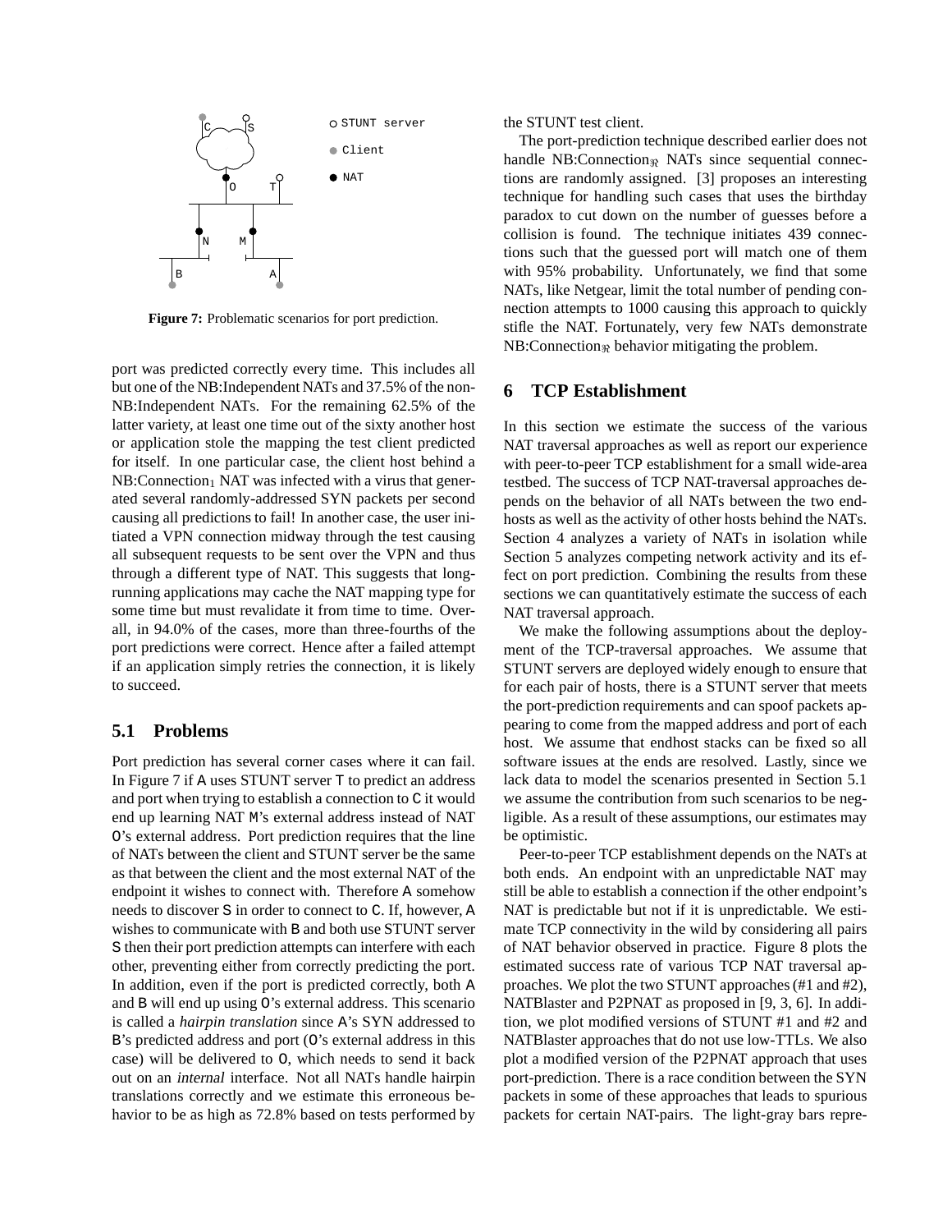Figure 7: Problematic scenarios for port prediction.

port was predicted correctly every time. This includes all but one of the NB:Independent NATs and 37.5% of the non-NB:Independent NATs. For the remaining 62.5% of the latter variety, at least one time out of the sixty another host or application stole the mapping the test client predicted for itself. In one particular case, the client host behind a $NB{:}Connection_1$ NAT was infected with a virus that generated several randomly-addressed SYN packets per second causing all predictions to fail! In another case, the user initiated a VPN connection midway through the test causing all subsequent requests to be sent over the VPN and thus through a different type of NAT. This suggests that long-running applications may cache the NAT mapping type for some time but must revalidate it from time to time. Overall, in 94.0% of the cases, more than three-fourths of the port predictions were correct. Hence after a failed attempt if an application simply retries the connection, it is likely to succeed.

### 5.1 Problems

Port prediction has several corner cases where it can fail. In Figure 7 if A uses STUNT server T to predict an address and port when trying to establish a connection to C it would end up learning NAT M's external address instead of NAT O's external address. Port prediction requires that the line of NATs between the client and STUNT server be the same as that between the client and the most external NAT of the endpoint it wishes to connect with. Therefore A somehow needs to discover S in order to connect to C. If, however, A wishes to communicate with B and both use STUNT server S then their port prediction attempts can interfere with each other, preventing either from correctly predicting the port. In addition, even if the port is predicted correctly, both A and B will end up using O's external address. This scenario is called a *hairpin translation* since A's SYN addressed to B's predicted address and port (O's external address in this case) will be delivered to O, which needs to send it back out on an *internal* interface. Not all NATs handle hairpin translations correctly and we estimate this erroneous behavior to be as high as 72.8% based on tests performed by the STUNT test client.

The port-prediction technique described earlier does not handle $NB{:}Connection_{\Re}$ NATs since sequential connections are randomly assigned. [3] proposes an interesting technique for handling such cases that uses the birthday paradox to cut down on the number of guesses before a collision is found. The technique initiates 439 connections such that the guessed port will match one of them with 95% probability. Unfortunately, we find that some NATs, like Netgear, limit the total number of pending connection attempts to 1000 causing this approach to quickly stifle the NAT. Fortunately, very few NATs demonstrate $NB{:}Connection_{\Re}$ behavior mitigating the problem.

## 6 TCP Establishment

In this section we estimate the success of the various NAT traversal approaches as well as report our experience with peer-to-peer TCP establishment for a small wide-area testbed. The success of TCP NAT-traversal approaches depends on the behavior of all NATs between the two end-hosts as well as the activity of other hosts behind the NATs. Section 4 analyzes a variety of NATs in isolation while Section 5 analyzes competing network activity and its effect on port prediction. Combining the results from these sections we can quantitatively estimate the success of each NAT traversal approach.

We make the following assumptions about the deployment of the TCP-traversal approaches. We assume that STUNT servers are deployed widely enough to ensure that for each pair of hosts, there is a STUNT server that meets the port-prediction requirements and can spoof packets appearing to come from the mapped address and port of each host. We assume that endhost stacks can be fixed so all software issues at the ends are resolved. Lastly, since we lack data to model the scenarios presented in Section 5.1 we assume the contribution from such scenarios to be negligible. As a result of these assumptions, our estimates may be optimistic.

Peer-to-peer TCP establishment depends on the NATs at both ends. An endpoint with an unpredictable NAT may still be able to establish a connection if the other endpoint's NAT is predictable but not if it is unpredictable. We estimate TCP connectivity in the wild by considering all pairs of NAT behavior observed in practice. Figure 8 plots the estimated success rate of various TCP NAT traversal approaches. We plot the two STUNT approaches (#1 and #2), NATBlaster and P2PNAT as proposed in [9, 3, 6]. In addition, we plot modified versions of STUNT #1 and #2 and NATBlaster approaches that do not use low-TTLs. We also plot a modified version of the P2PNAT approach that uses port-prediction. There is a race condition between the SYN packets in some of these approaches that leads to spurious packets for certain NAT-pairs. The light-gray bars repre-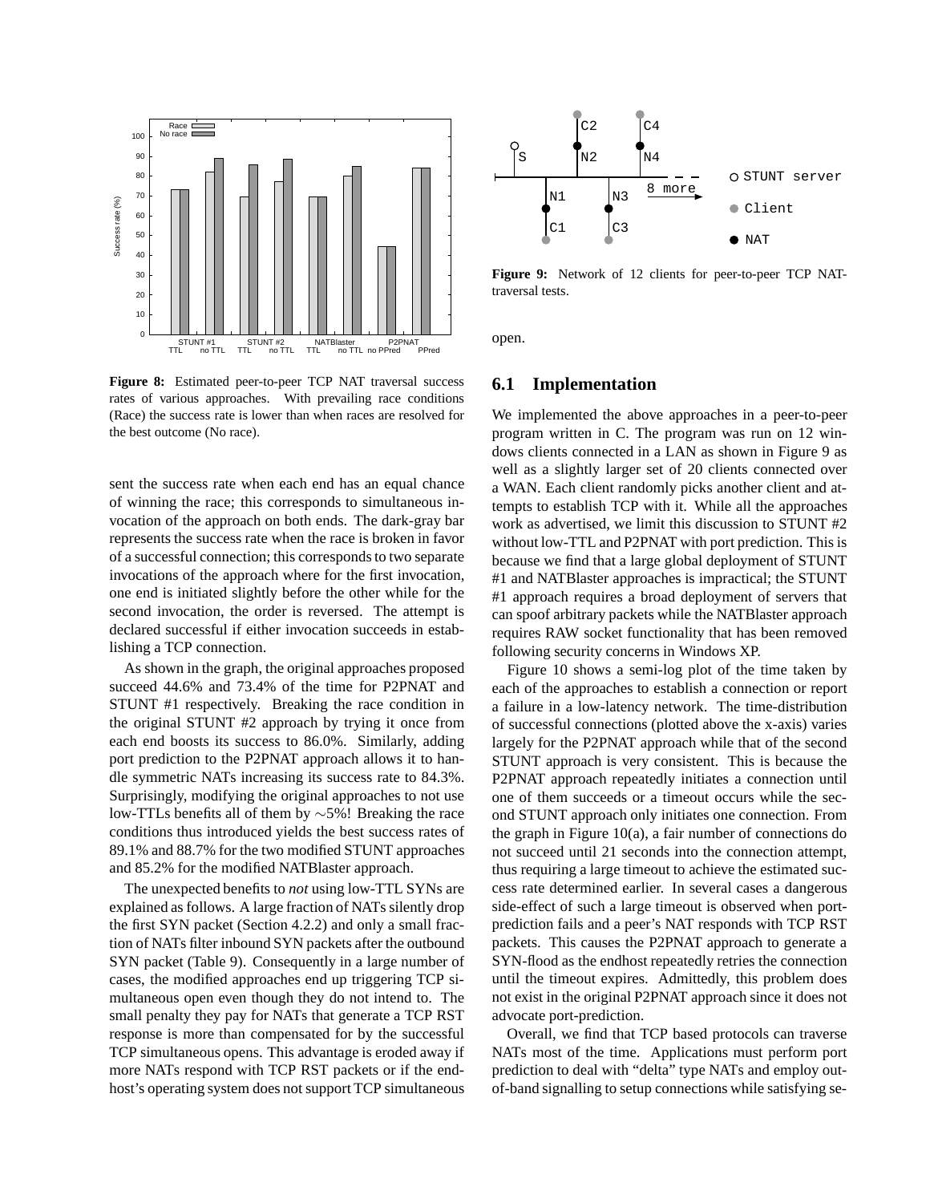**Figure 8:** Estimated peer-to-peer TCP NAT traversal success rates of various approaches. With prevailing race conditions (Race) the success rate is lower than when races are resolved for the best outcome (No race).

sent the success rate when each end has an equal chance of winning the race; this corresponds to simultaneous invocation of the approach on both ends. The dark-gray bar represents the success rate when the race is broken in favor of a successful connection; this corresponds to two separate invocations of the approach where for the first invocation, one end is initiated slightly before the other while for the second invocation, the order is reversed. The attempt is declared successful if either invocation succeeds in establishing a TCP connection.

As shown in the graph, the original approaches proposed succeed 44.6% and 73.4% of the time for P2PNAT and STUNT #1 respectively. Breaking the race condition in the original STUNT #2 approach by trying it once from each end boosts its success to 86.0%. Similarly, adding port prediction to the P2PNAT approach allows it to handle symmetric NATs increasing its success rate to 84.3%. Surprisingly, modifying the original approaches to not use low-TTLs benefits all of them by ∼5%! Breaking the race conditions thus introduced yields the best success rates of 89.1% and 88.7% for the two modified STUNT approaches and 85.2% for the modified NATBlaster approach.

The unexpected benefits to *not* using low-TTL SYNs are explained as follows. A large fraction of NATs silently drop the first SYN packet (Section 4.2.2) and only a small fraction of NATs filter inbound SYN packets after the outbound SYN packet (Table 9). Consequently in a large number of cases, the modified approaches end up triggering TCP simultaneous open even though they do not intend to. The small penalty they pay for NATs that generate a TCP RST response is more than compensated for by the successful TCP simultaneous opens. This advantage is eroded away if more NATs respond with TCP RST packets or if the endhost's operating system does not support TCP simultaneous open.

**Figure 9:** Network of 12 clients for peer-to-peer TCP NAT-traversal tests.

## 6.1 Implementation

We implemented the above approaches in a peer-to-peer program written in C. The program was run on 12 windows clients connected in a LAN as shown in Figure 9 as well as a slightly larger set of 20 clients connected over a WAN. Each client randomly picks another client and attempts to establish TCP with it. While all the approaches work as advertised, we limit this discussion to STUNT #2 without low-TTL and P2PNAT with port prediction. This is because we find that a large global deployment of STUNT #1 and NATBlaster approaches is impractical; the STUNT #1 approach requires a broad deployment of servers that can spoof arbitrary packets while the NATBlaster approach requires RAW socket functionality that has been removed following security concerns in Windows XP.

Figure 10 shows a semi-log plot of the time taken by each of the approaches to establish a connection or report a failure in a low-latency network. The time-distribution of successful connections (plotted above the x-axis) varies largely for the P2PNAT approach while that of the second STUNT approach is very consistent. This is because the P2PNAT approach repeatedly initiates a connection until one of them succeeds or a timeout occurs while the second STUNT approach only initiates one connection. From the graph in Figure 10(a), a fair number of connections do not succeed until 21 seconds into the connection attempt, thus requiring a large timeout to achieve the estimated success rate determined earlier. In several cases a dangerous side-effect of such a large timeout is observed when port-prediction fails and a peer's NAT responds with TCP RST packets. This causes the P2PNAT approach to generate a SYN-flood as the endhost repeatedly retries the connection until the timeout expires. Admittedly, this problem does not exist in the original P2PNAT approach since it does not advocate port-prediction.

Overall, we find that TCP based protocols can traverse NATs most of the time. Applications must perform port prediction to deal with "delta" type NATs and employ out-of-band signalling to setup connections while satisfying se-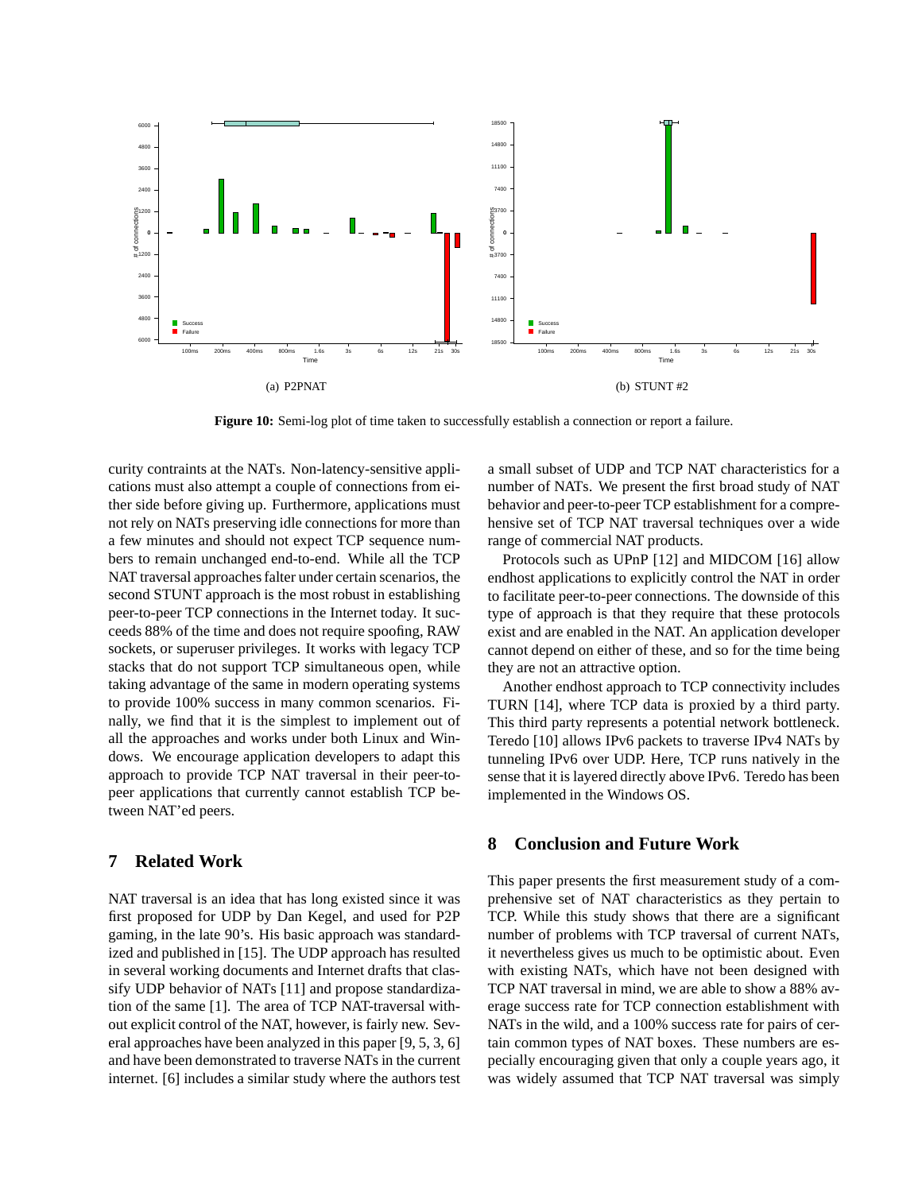(a) P2PNAT

(b) STUNT #2

**Figure 10:** Semi-log plot of time taken to successfully establish a connection or report a failure.

curity contraints at the NATs. Non-latency-sensitive applications must also attempt a couple of connections from either side before giving up. Furthermore, applications must not rely on NATs preserving idle connections for more than a few minutes and should not expect TCP sequence numbers to remain unchanged end-to-end. While all the TCP NAT traversal approaches falter under certain scenarios, the second STUNT approach is the most robust in establishing peer-to-peer TCP connections in the Internet today. It succeeds 88% of the time and does not require spoofing, RAW sockets, or superuser privileges. It works with legacy TCP stacks that do not support TCP simultaneous open, while taking advantage of the same in modern operating systems to provide 100% success in many common scenarios. Finally, we find that it is the simplest to implement out of all the approaches and works under both Linux and Windows. We encourage application developers to adapt this approach to provide TCP NAT traversal in their peer-to-peer applications that currently cannot establish TCP between NAT'ed peers.

## 7 Related Work

NAT traversal is an idea that has long existed since it was first proposed for UDP by Dan Kegel, and used for P2P gaming, in the late 90's. His basic approach was standardized and published in [15]. The UDP approach has resulted in several working documents and Internet drafts that classify UDP behavior of NATs [11] and propose standardization of the same [1]. The area of TCP NAT-traversal without explicit control of the NAT, however, is fairly new. Several approaches have been analyzed in this paper [9, 5, 3, 6] and have been demonstrated to traverse NATs in the current internet. [6] includes a similar study where the authors test a small subset of UDP and TCP NAT characteristics for a number of NATs. We present the first broad study of NAT behavior and peer-to-peer TCP establishment for a comprehensive set of TCP NAT traversal techniques over a wide range of commercial NAT products.

Protocols such as UPnP [12] and MIDCOM [16] allow endhost applications to explicitly control the NAT in order to facilitate peer-to-peer connections. The downside of this type of approach is that they require that these protocols exist and are enabled in the NAT. An application developer cannot depend on either of these, and so for the time being they are not an attractive option.

Another endhost approach to TCP connectivity includes TURN [14], where TCP data is proxied by a third party. This third party represents a potential network bottleneck. Teredo [10] allows IPv6 packets to traverse IPv4 NATs by tunneling IPv6 over UDP. Here, TCP runs natively in the sense that it is layered directly above IPv6. Teredo has been implemented in the Windows OS.

## 8 Conclusion and Future Work

This paper presents the first measurement study of a comprehensive set of NAT characteristics as they pertain to TCP. While this study shows that there are a significant number of problems with TCP traversal of current NATs, it nevertheless gives us much to be optimistic about. Even with existing NATs, which have not been designed with TCP NAT traversal in mind, we are able to show a 88% average success rate for TCP connection establishment with NATs in the wild, and a 100% success rate for pairs of certain common types of NAT boxes. These numbers are especially encouraging given that only a couple years ago, it was widely assumed that TCP NAT traversal was simply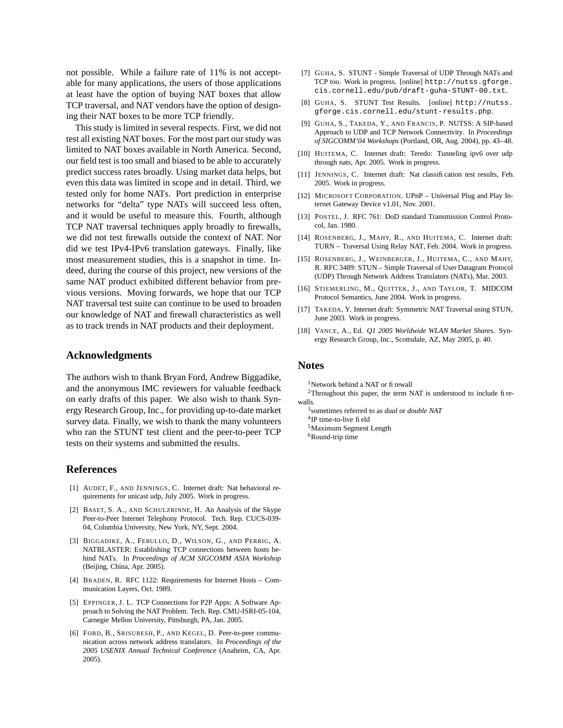not possible. While a failure rate of 11% is not acceptable for many applications, the users of those applications at least have the option of buying NAT boxes that allow TCP traversal, and NAT vendors have the option of designing their NAT boxes to be more TCP friendly.

This study is limited in several respects. First, we did not test all existing NAT boxes. For the most part our study was limited to NAT boxes available in North America. Second, our field test is too small and biased to be able to accurately predict success rates broadly. Using market data helps, but even this data was limited in scope and in detail. Third, we tested only for home NATs. Port prediction in enterprise networks for "delta" type NATs will succeed less often, and it would be useful to measure this. Fourth, although TCP NAT traversal techniques apply broadly to firewalls, we did not test firewalls outside the context of NAT. Nor did we test IPv4-IPv6 translation gateways. Finally, like most measurement studies, this is a snapshot in time. Indeed, during the course of this project, new versions of the same NAT product exhibited different behavior from previous versions. Moving forwards, we hope that our TCP NAT traversal test suite can continue to be used to broaden our knowledge of NAT and firewall characteristics as well as to track trends in NAT products and their deployment.

## Acknowledgments

The authors wish to thank Bryan Ford, Andrew Biggadike, and the anonymous IMC reviewers for valuable feedback on early drafts of this paper. We also wish to thank Synergy Research Group, Inc., for providing up-to-date market survey data. Finally, we wish to thank the many volunteers who ran the STUNT test client and the peer-to-peer TCP tests on their systems and submitted the results.

## References

[1] AUDET, F., AND JENNINGS, C. Internet draft: Nat behavioral requirements for unicast udp, July 2005. Work in progress.

[2] BASET, S. A., AND SCHULZRINNE, H. An Analysis of the Skype Peer-to-Peer Internet Telephony Protocol. Tech. Rep. CUCS-039-04, Columbia University, New York, NY, Sept. 2004.

[3] BIGGADIKE, A., FERULLO, D., WILSON, G., AND PERRIG, A. NATBLASTER: Establishing TCP connections between hosts behind NATs. In *Proceedings of ACM SIGCOMM ASIA Workshop* (Beijing, China, Apr. 2005).

[4] BRADEN, R. RFC 1122: Requirements for Internet Hosts – Communication Layers, Oct. 1989.

[5] EPPINGER, J. L. TCP Connections for P2P Apps: A Software Approach to Solving the NAT Problem. Tech. Rep. CMU-ISRI-05-104, Carnegie Mellon University, Pittsburgh, PA, Jan. 2005.

[6] FORD, B., SRISURESH, P., AND KEGEL, D. Peer-to-peer communication across network address translators. In *Proceedings of the 2005 USENIX Annual Technical Conference* (Anaheim, CA, Apr. 2005).

[7] GUHA, S. STUNT - Simple Traversal of UDP Through NATs and TCP too. Work in progress. [online] `http://nutss.gforge.cis.cornell.edu/pub/draft-guha-STUNT-00.txt`.

[8] GUHA, S. STUNT Test Results. [online] `http://nutss.gforge.cis.cornell.edu/stunt-results.php`.

[9] GUHA, S., TAKEDA, Y., AND FRANCIS, P. NUTSS: A SIP-based Approach to UDP and TCP Network Connectivity. In *Proceedings of SIGCOMM'04 Workshops* (Portland, OR, Aug. 2004), pp. 43–48.

[10] HUITEMA, C. Internet draft: Teredo: Tunneling ipv6 over udp through nats, Apr. 2005. Work in progress.

[11] JENNINGS, C. Internet draft: Nat classification test results, Feb. 2005. Work in progress.

[12] MICROSOFT CORPORATION. UPnP – Universal Plug and Play Internet Gateway Device v1.01, Nov. 2001.

[13] POSTEL, J. RFC 761: DoD standard Transmission Control Protocol, Jan. 1980.

[14] ROSENBERG, J., MAHY, R., AND HUITEMA, C. Internet draft: TURN – Traversal Using Relay NAT, Feb. 2004. Work in progress.

[15] ROSENBERG, J., WEINBERGER, J., HUITEMA, C., AND MAHY, R. RFC 3489: STUN – Simple Traversal of User Datagram Protocol (UDP) Through Network Address Translators (NATs), Mar. 2003.

[16] STIEMERLING, M., QUITTEK, J., AND TAYLOR, T. MIDCOM Protocol Semantics, June 2004. Work in progress.

[17] TAKEDA, Y. Internet draft: Symmetric NAT Traversal using STUN, June 2003. Work in progress.

[18] VANCE, A., Ed. *Q1 2005 Worldwide WLAN Market Shares*. Synergy Research Group, Inc., Scottsdale, AZ, May 2005, p. 40.

## Notes

[1] Network behind a NAT or firewall

[2] Throughout this paper, the term NAT is understood to include firewalls.

[3] sometimes referred to as *dual* or *double NAT*

[4] IP time-to-live field

[5] Maximum Segment Length

[6] Round-trip time